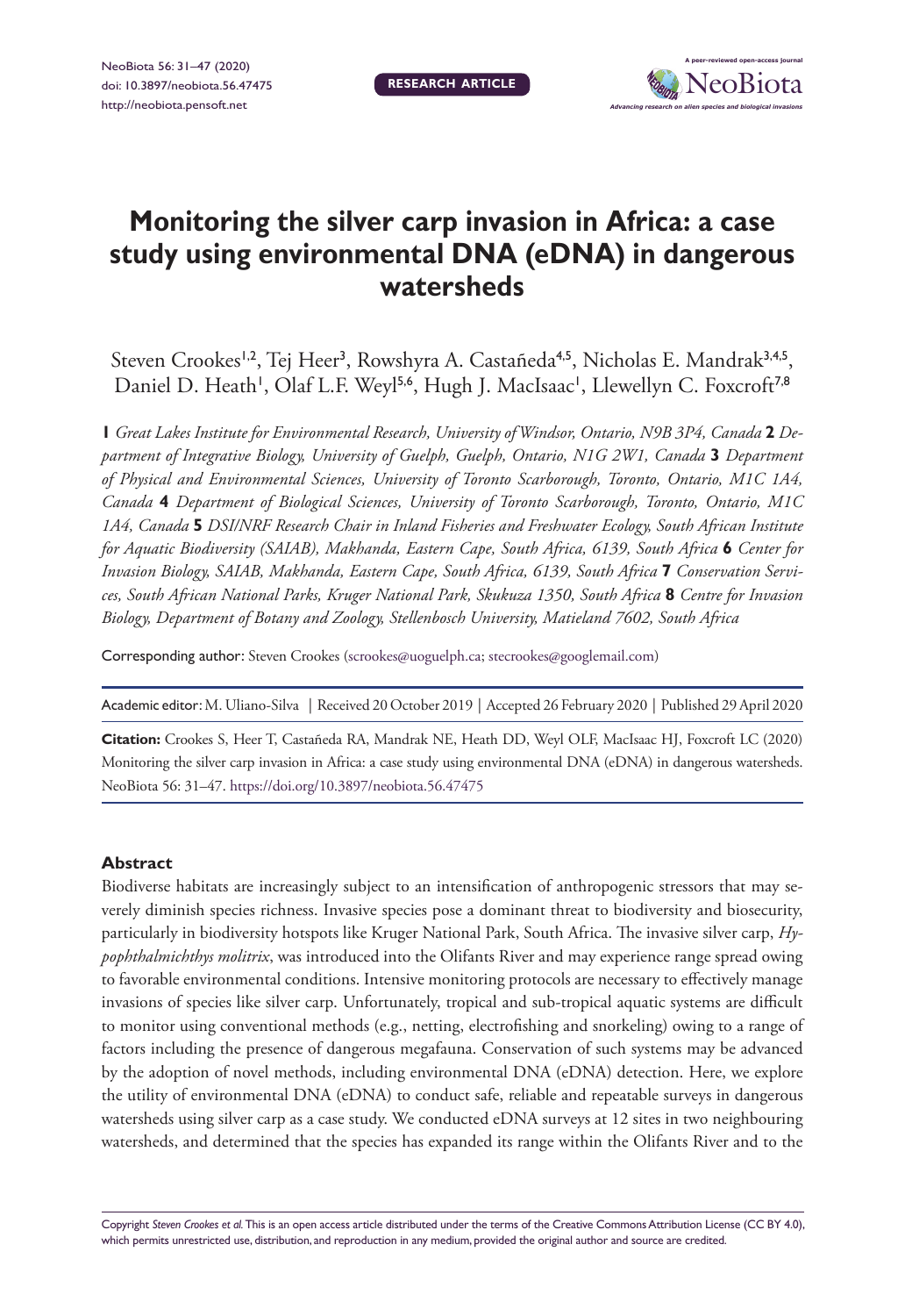RESEARCH ARTICLE

# Monitoring the silver carp invasion in Africa: a case study using environmental DNA (eDNA) in dangerous watersheds

Steven Crookes[1,2], Tej Heer[3], Rowshyra A. Castañeda[4,5], Nicholas E. Mandrak[3,4,5], Daniel D. Heath[1], Olaf L.F. Weyl[5,6], Hugh J. MacIsaac[1], Llewellyn C. Foxcroft[7,8]

**1** *Great Lakes Institute for Environmental Research, University of Windsor, Ontario, N9B 3P4, Canada* **2** *Department of Integrative Biology, University of Guelph, Guelph, Ontario, N1G 2W1, Canada* **3** *Department of Physical and Environmental Sciences, University of Toronto Scarborough, Toronto, Ontario, M1C 1A4, Canada* **4** *Department of Biological Sciences, University of Toronto Scarborough, Toronto, Ontario, M1C 1A4, Canada* **5** *DSI/NRF Research Chair in Inland Fisheries and Freshwater Ecology, South African Institute for Aquatic Biodiversity (SAIAB), Makhanda, Eastern Cape, South Africa, 6139, South Africa* **6** *Center for Invasion Biology, SAIAB, Makhanda, Eastern Cape, South Africa, 6139, South Africa* **7** *Conservation Services, South African National Parks, Kruger National Park, Skukuza 1350, South Africa* **8** *Centre for Invasion Biology, Department of Botany and Zoology, Stellenbosch University, Matieland 7602, South Africa*

Corresponding author: Steven Crookes (scrookes@uoguelph.ca; stecrookes@googlemail.com)

Academic editor: M. Uliano-Silva | Received 20 October 2019 | Accepted 26 February 2020 | Published 29 April 2020

**Citation:** Crookes S, Heer T, Castañeda RA, Mandrak NE, Heath DD, Weyl OLF, MacIsaac HJ, Foxcroft LC (2020) Monitoring the silver carp invasion in Africa: a case study using environmental DNA (eDNA) in dangerous watersheds. NeoBiota 56: 31–47. https://doi.org/10.3897/neobiota.56.47475

## Abstract

Biodiverse habitats are increasingly subject to an intensification of anthropogenic stressors that may severely diminish species richness. Invasive species pose a dominant threat to biodiversity and biosecurity, particularly in biodiversity hotspots like Kruger National Park, South Africa. The invasive silver carp, *Hypophthalmichthys molitrix*, was introduced into the Olifants River and may experience range spread owing to favorable environmental conditions. Intensive monitoring protocols are necessary to effectively manage invasions of species like silver carp. Unfortunately, tropical and sub-tropical aquatic systems are difficult to monitor using conventional methods (e.g., netting, electrofishing and snorkeling) owing to a range of factors including the presence of dangerous megafauna. Conservation of such systems may be advanced by the adoption of novel methods, including environmental DNA (eDNA) detection. Here, we explore the utility of environmental DNA (eDNA) to conduct safe, reliable and repeatable surveys in dangerous watersheds using silver carp as a case study. We conducted eDNA surveys at 12 sites in two neighbouring watersheds, and determined that the species has expanded its range within the Olifants River and to the

Copyright *Steven Crookes et al.* This is an open access article distributed under the terms of the Creative Commons Attribution License (CC BY 4.0), which permits unrestricted use, distribution, and reproduction in any medium, provided the original author and source are credited.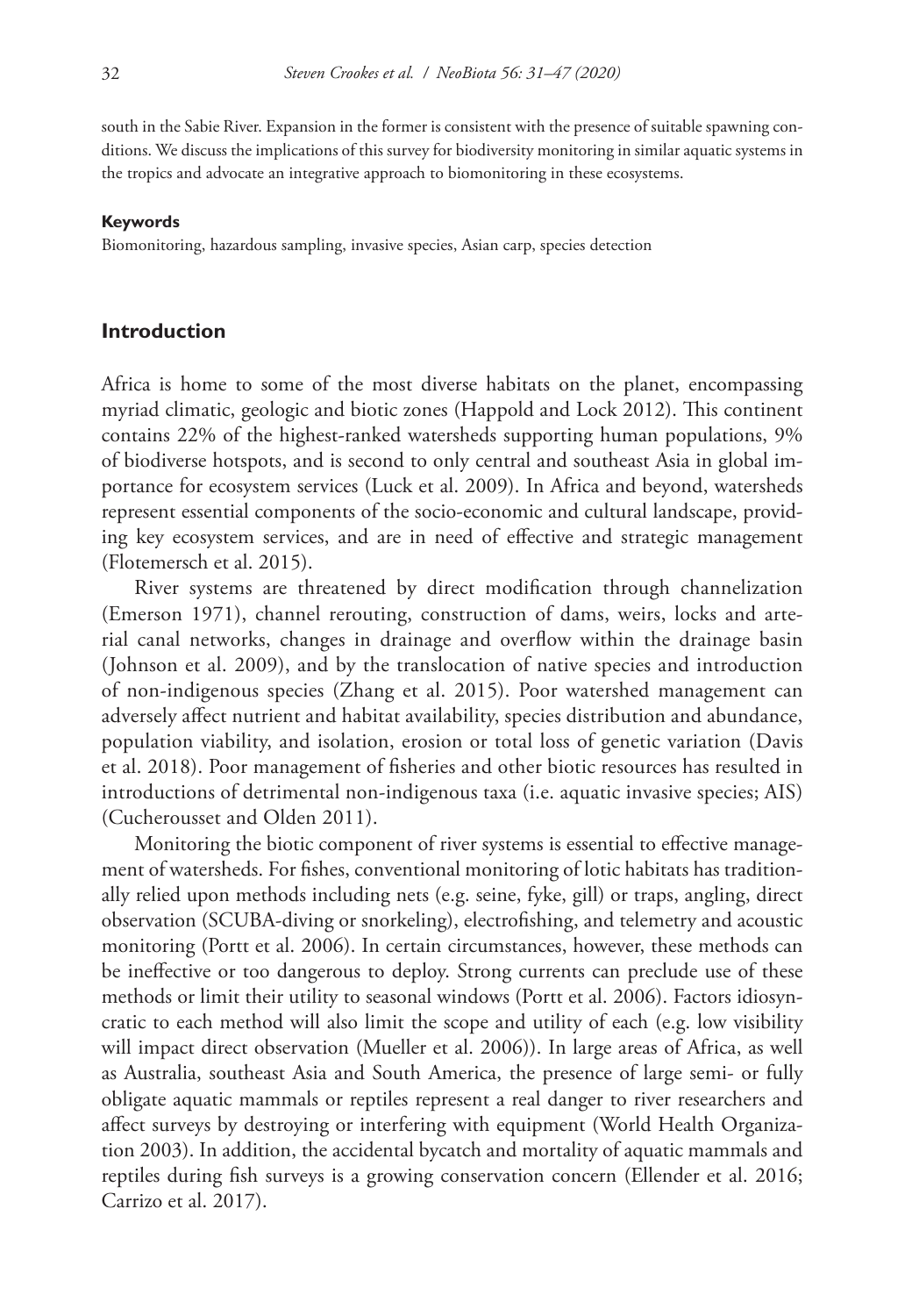south in the Sabie River. Expansion in the former is consistent with the presence of suitable spawning conditions. We discuss the implications of this survey for biodiversity monitoring in similar aquatic systems in the tropics and advocate an integrative approach to biomonitoring in these ecosystems.

#### Keywords

Biomonitoring, hazardous sampling, invasive species, Asian carp, species detection

## Introduction

Africa is home to some of the most diverse habitats on the planet, encompassing myriad climatic, geologic and biotic zones (Happold and Lock 2012). This continent contains 22% of the highest-ranked watersheds supporting human populations, 9% of biodiverse hotspots, and is second to only central and southeast Asia in global importance for ecosystem services (Luck et al. 2009). In Africa and beyond, watersheds represent essential components of the socio-economic and cultural landscape, providing key ecosystem services, and are in need of effective and strategic management (Flotemersch et al. 2015).

River systems are threatened by direct modification through channelization (Emerson 1971), channel rerouting, construction of dams, weirs, locks and arterial canal networks, changes in drainage and overflow within the drainage basin (Johnson et al. 2009), and by the translocation of native species and introduction of non-indigenous species (Zhang et al. 2015). Poor watershed management can adversely affect nutrient and habitat availability, species distribution and abundance, population viability, and isolation, erosion or total loss of genetic variation (Davis et al. 2018). Poor management of fisheries and other biotic resources has resulted in introductions of detrimental non-indigenous taxa (i.e. aquatic invasive species; AIS) (Cucherousset and Olden 2011).

Monitoring the biotic component of river systems is essential to effective management of watersheds. For fishes, conventional monitoring of lotic habitats has traditionally relied upon methods including nets (e.g. seine, fyke, gill) or traps, angling, direct observation (SCUBA-diving or snorkeling), electrofishing, and telemetry and acoustic monitoring (Portt et al. 2006). In certain circumstances, however, these methods can be ineffective or too dangerous to deploy. Strong currents can preclude use of these methods or limit their utility to seasonal windows (Portt et al. 2006). Factors idiosyncratic to each method will also limit the scope and utility of each (e.g. low visibility will impact direct observation (Mueller et al. 2006)). In large areas of Africa, as well as Australia, southeast Asia and South America, the presence of large semi- or fully obligate aquatic mammals or reptiles represent a real danger to river researchers and affect surveys by destroying or interfering with equipment (World Health Organization 2003). In addition, the accidental bycatch and mortality of aquatic mammals and reptiles during fish surveys is a growing conservation concern (Ellender et al. 2016; Carrizo et al. 2017).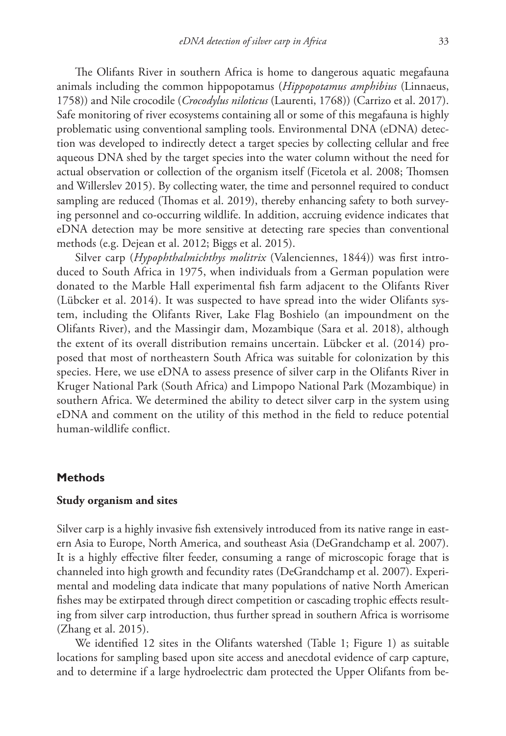The Olifants River in southern Africa is home to dangerous aquatic megafauna animals including the common hippopotamus (*Hippopotamus amphibius* (Linnaeus, 1758)) and Nile crocodile (*Crocodylus niloticus* (Laurenti, 1768)) (Carrizo et al. 2017). Safe monitoring of river ecosystems containing all or some of this megafauna is highly problematic using conventional sampling tools. Environmental DNA (eDNA) detection was developed to indirectly detect a target species by collecting cellular and free aqueous DNA shed by the target species into the water column without the need for actual observation or collection of the organism itself (Ficetola et al. 2008; Thomsen and Willerslev 2015). By collecting water, the time and personnel required to conduct sampling are reduced (Thomas et al. 2019), thereby enhancing safety to both surveying personnel and co-occurring wildlife. In addition, accruing evidence indicates that eDNA detection may be more sensitive at detecting rare species than conventional methods (e.g. Dejean et al. 2012; Biggs et al. 2015).

Silver carp (*Hypophthalmichthys molitrix* (Valenciennes, 1844)) was first introduced to South Africa in 1975, when individuals from a German population were donated to the Marble Hall experimental fish farm adjacent to the Olifants River (Lübcker et al. 2014). It was suspected to have spread into the wider Olifants system, including the Olifants River, Lake Flag Boshielo (an impoundment on the Olifants River), and the Massingir dam, Mozambique (Sara et al. 2018), although the extent of its overall distribution remains uncertain. Lübcker et al. (2014) proposed that most of northeastern South Africa was suitable for colonization by this species. Here, we use eDNA to assess presence of silver carp in the Olifants River in Kruger National Park (South Africa) and Limpopo National Park (Mozambique) in southern Africa. We determined the ability to detect silver carp in the system using eDNA and comment on the utility of this method in the field to reduce potential human-wildlife conflict.

## Methods

### Study organism and sites

Silver carp is a highly invasive fish extensively introduced from its native range in eastern Asia to Europe, North America, and southeast Asia (DeGrandchamp et al. 2007). It is a highly effective filter feeder, consuming a range of microscopic forage that is channeled into high growth and fecundity rates (DeGrandchamp et al. 2007). Experimental and modeling data indicate that many populations of native North American fishes may be extirpated through direct competition or cascading trophic effects resulting from silver carp introduction, thus further spread in southern Africa is worrisome (Zhang et al. 2015).

We identified 12 sites in the Olifants watershed (Table 1; Figure 1) as suitable locations for sampling based upon site access and anecdotal evidence of carp capture, and to determine if a large hydroelectric dam protected the Upper Olifants from be-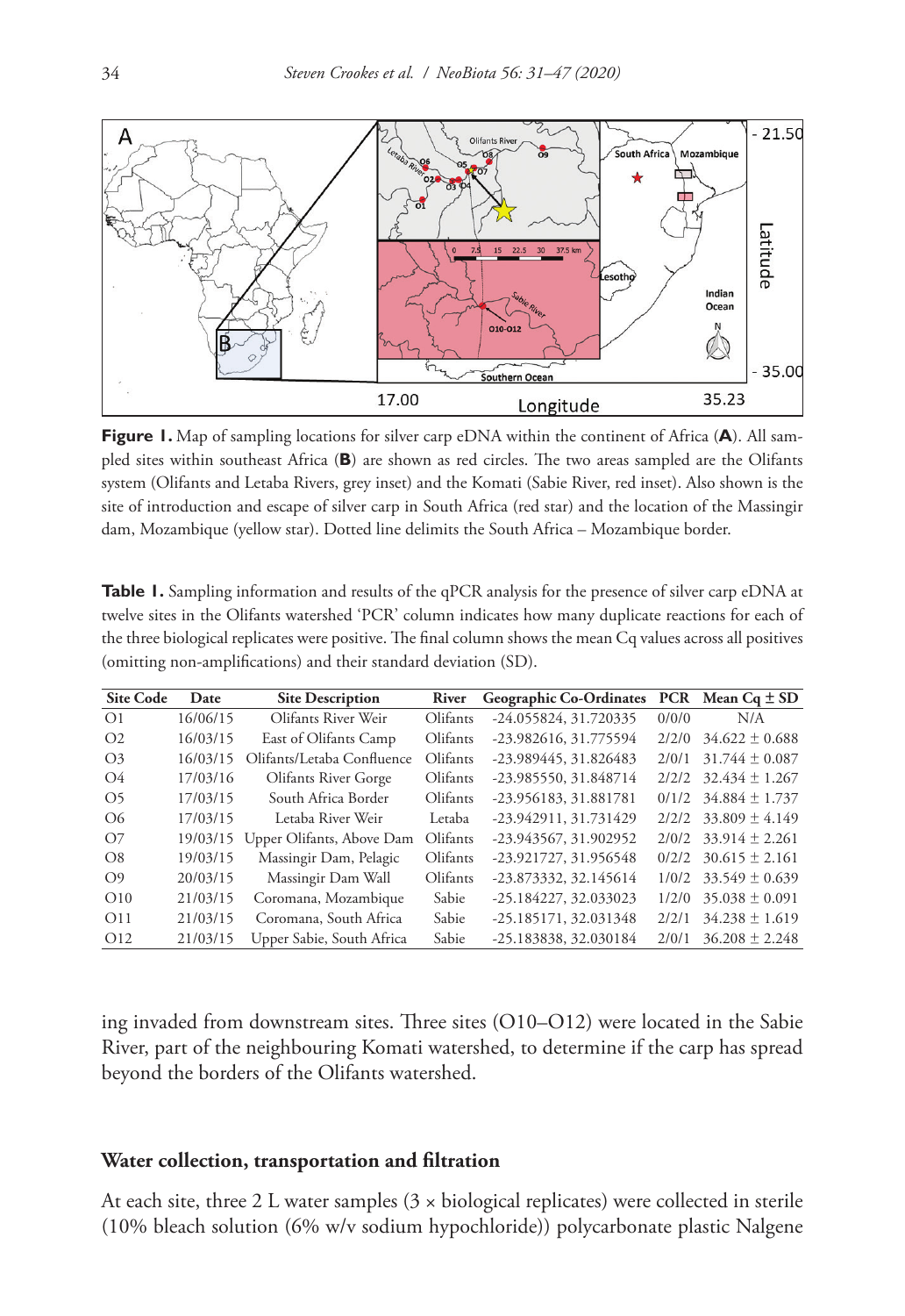**Figure 1.** Map of sampling locations for silver carp eDNA within the continent of Africa (**A**). All sampled sites within southeast Africa (**B**) are shown as red circles. The two areas sampled are the Olifants system (Olifants and Letaba Rivers, grey inset) and the Komati (Sabie River, red inset). Also shown is the site of introduction and escape of silver carp in South Africa (red star) and the location of the Massingir dam, Mozambique (yellow star). Dotted line delimits the South Africa – Mozambique border.

**Table 1.** Sampling information and results of the qPCR analysis for the presence of silver carp eDNA at twelve sites in the Olifants watershed 'PCR' column indicates how many duplicate reactions for each of the three biological replicates were positive. The final column shows the mean Cq values across all positives (omitting non-amplifications) and their standard deviation (SD).

| Site Code | Date | Site Description | River | Geographic Co-Ordinates | PCR | Mean Cq ± SD |
|---|---|---|---|---|---|---|
| O1 | 16/06/15 | Olifants River Weir | Olifants | -24.055824, 31.720335 | 0/0/0 | N/A |
| O2 | 16/03/15 | East of Olifants Camp | Olifants | -23.982616, 31.775594 | 2/2/0 | 34.622 ± 0.688 |
| O3 | 16/03/15 | Olifants/Letaba Confluence | Olifants | -23.989445, 31.826483 | 2/0/1 | 31.744 ± 0.087 |
| O4 | 17/03/16 | Olifants River Gorge | Olifants | -23.985550, 31.848714 | 2/2/2 | 32.434 ± 1.267 |
| O5 | 17/03/15 | South Africa Border | Olifants | -23.956183, 31.881781 | 0/1/2 | 34.884 ± 1.737 |
| O6 | 17/03/15 | Letaba River Weir | Letaba | -23.942911, 31.731429 | 2/2/2 | 33.809 ± 4.149 |
| O7 | 19/03/15 | Upper Olifants, Above Dam | Olifants | -23.943567, 31.902952 | 2/0/2 | 33.914 ± 2.261 |
| O8 | 19/03/15 | Massingir Dam, Pelagic | Olifants | -23.921727, 31.956548 | 0/2/2 | 30.615 ± 2.161 |
| O9 | 20/03/15 | Massingir Dam Wall | Olifants | -23.873332, 32.145614 | 1/0/2 | 33.549 ± 0.639 |
| O10 | 21/03/15 | Coromana, Mozambique | Sabie | -25.184227, 32.033023 | 1/2/0 | 35.038 ± 0.091 |
| O11 | 21/03/15 | Coromana, South Africa | Sabie | -25.185171, 32.031348 | 2/2/1 | 34.238 ± 1.619 |
| O12 | 21/03/15 | Upper Sabie, South Africa | Sabie | -25.183838, 32.030184 | 2/0/1 | 36.208 ± 2.248 |

ing invaded from downstream sites. Three sites (O10–O12) were located in the Sabie River, part of the neighbouring Komati watershed, to determine if the carp has spread beyond the borders of the Olifants watershed.

### Water collection, transportation and filtration

At each site, three 2 L water samples (3 × biological replicates) were collected in sterile (10% bleach solution (6% w/v sodium hypochloride)) polycarbonate plastic Nalgene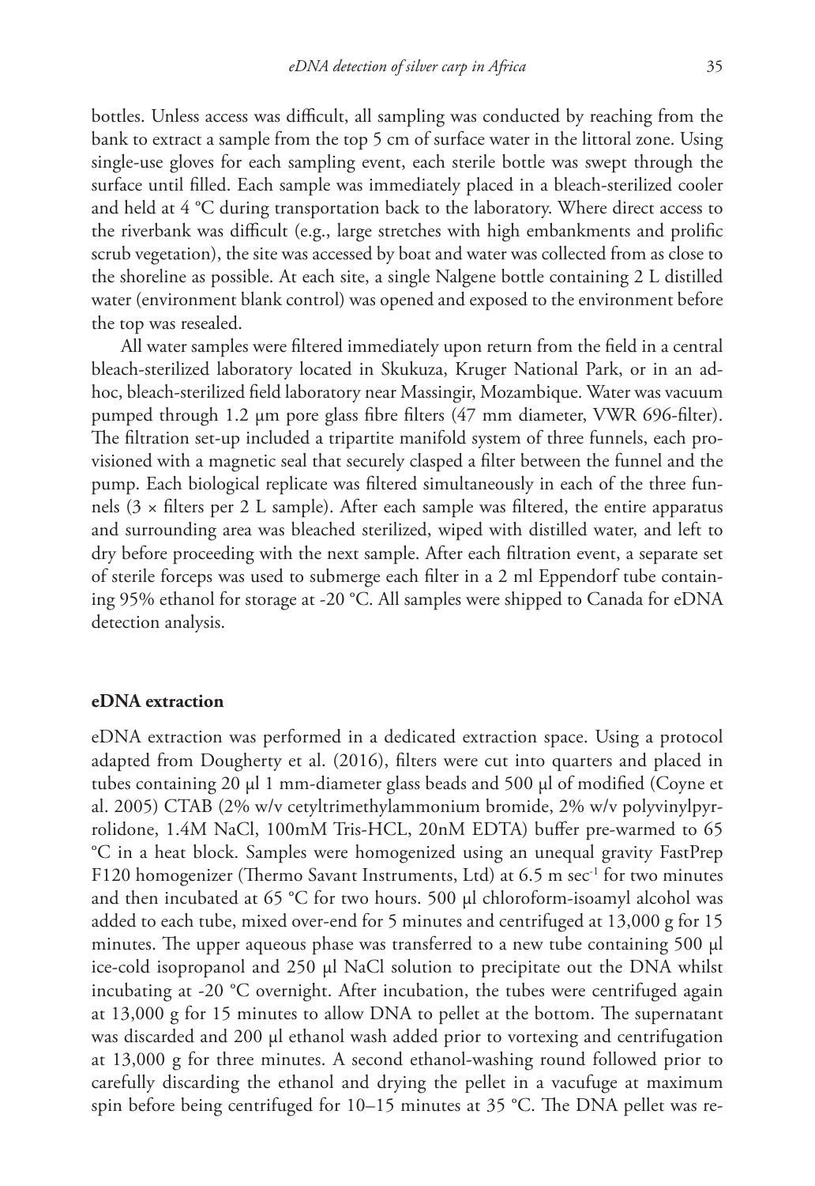bottles. Unless access was difficult, all sampling was conducted by reaching from the bank to extract a sample from the top 5 cm of surface water in the littoral zone. Using single-use gloves for each sampling event, each sterile bottle was swept through the surface until filled. Each sample was immediately placed in a bleach-sterilized cooler and held at 4 °C during transportation back to the laboratory. Where direct access to the riverbank was difficult (e.g., large stretches with high embankments and prolific scrub vegetation), the site was accessed by boat and water was collected from as close to the shoreline as possible. At each site, a single Nalgene bottle containing 2 L distilled water (environment blank control) was opened and exposed to the environment before the top was resealed.

All water samples were filtered immediately upon return from the field in a central bleach-sterilized laboratory located in Skukuza, Kruger National Park, or in an ad-hoc, bleach-sterilized field laboratory near Massingir, Mozambique. Water was vacuum pumped through 1.2 µm pore glass fibre filters (47 mm diameter, VWR 696-filter). The filtration set-up included a tripartite manifold system of three funnels, each provisioned with a magnetic seal that securely clasped a filter between the funnel and the pump. Each biological replicate was filtered simultaneously in each of the three funnels (3 × filters per 2 L sample). After each sample was filtered, the entire apparatus and surrounding area was bleached sterilized, wiped with distilled water, and left to dry before proceeding with the next sample. After each filtration event, a separate set of sterile forceps was used to submerge each filter in a 2 ml Eppendorf tube containing 95% ethanol for storage at -20 °C. All samples were shipped to Canada for eDNA detection analysis.

## eDNA extraction

eDNA extraction was performed in a dedicated extraction space. Using a protocol adapted from Dougherty et al. (2016), filters were cut into quarters and placed in tubes containing 20 µl 1 mm-diameter glass beads and 500 µl of modified (Coyne et al. 2005) CTAB (2% w/v cetyltrimethylammonium bromide, 2% w/v polyvinylpyrrolidone, 1.4M NaCl, 100mM Tris-HCL, 20nM EDTA) buffer pre-warmed to 65 °C in a heat block. Samples were homogenized using an unequal gravity FastPrep F120 homogenizer (Thermo Savant Instruments, Ltd) at 6.5 m sec$^{-1}$ for two minutes and then incubated at 65 °C for two hours. 500 µl chloroform-isoamyl alcohol was added to each tube, mixed over-end for 5 minutes and centrifuged at 13,000 g for 15 minutes. The upper aqueous phase was transferred to a new tube containing 500 µl ice-cold isopropanol and 250 µl NaCl solution to precipitate out the DNA whilst incubating at -20 °C overnight. After incubation, the tubes were centrifuged again at 13,000 g for 15 minutes to allow DNA to pellet at the bottom. The supernatant was discarded and 200 µl ethanol wash added prior to vortexing and centrifugation at 13,000 g for three minutes. A second ethanol-washing round followed prior to carefully discarding the ethanol and drying the pellet in a vacufuge at maximum spin before being centrifuged for 10–15 minutes at 35 °C. The DNA pellet was re-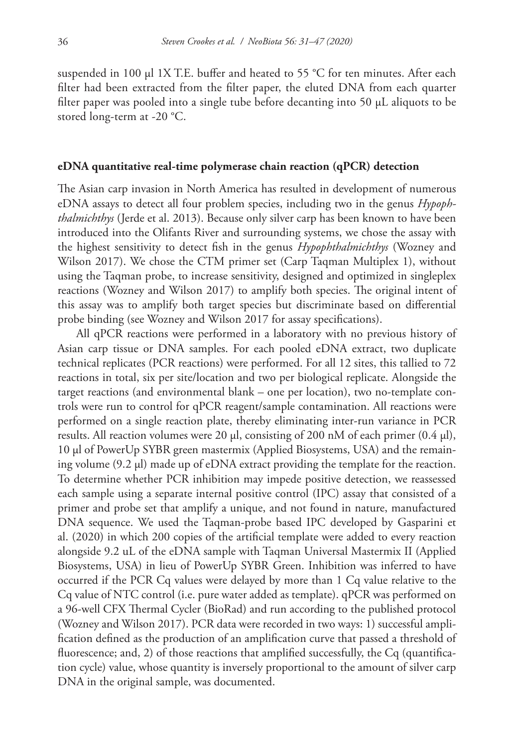suspended in 100 µl 1X T.E. buffer and heated to 55 °C for ten minutes. After each filter had been extracted from the filter paper, the eluted DNA from each quarter filter paper was pooled into a single tube before decanting into 50 µL aliquots to be stored long-term at -20 °C.

### eDNA quantitative real-time polymerase chain reaction (qPCR) detection

The Asian carp invasion in North America has resulted in development of numerous eDNA assays to detect all four problem species, including two in the genus *Hypophthalmichthys* (Jerde et al. 2013). Because only silver carp has been known to have been introduced into the Olifants River and surrounding systems, we chose the assay with the highest sensitivity to detect fish in the genus *Hypophthalmichthys* (Wozney and Wilson 2017). We chose the CTM primer set (Carp Taqman Multiplex 1), without using the Taqman probe, to increase sensitivity, designed and optimized in singleplex reactions (Wozney and Wilson 2017) to amplify both species. The original intent of this assay was to amplify both target species but discriminate based on differential probe binding (see Wozney and Wilson 2017 for assay specifications).

All qPCR reactions were performed in a laboratory with no previous history of Asian carp tissue or DNA samples. For each pooled eDNA extract, two duplicate technical replicates (PCR reactions) were performed. For all 12 sites, this tallied to 72 reactions in total, six per site/location and two per biological replicate. Alongside the target reactions (and environmental blank – one per location), two no-template controls were run to control for qPCR reagent/sample contamination. All reactions were performed on a single reaction plate, thereby eliminating inter-run variance in PCR results. All reaction volumes were 20 µl, consisting of 200 nM of each primer (0.4 µl), 10 µl of PowerUp SYBR green mastermix (Applied Biosystems, USA) and the remaining volume (9.2 µl) made up of eDNA extract providing the template for the reaction. To determine whether PCR inhibition may impede positive detection, we reassessed each sample using a separate internal positive control (IPC) assay that consisted of a primer and probe set that amplify a unique, and not found in nature, manufactured DNA sequence. We used the Taqman-probe based IPC developed by Gasparini et al. (2020) in which 200 copies of the artificial template were added to every reaction alongside 9.2 uL of the eDNA sample with Taqman Universal Mastermix II (Applied Biosystems, USA) in lieu of PowerUp SYBR Green. Inhibition was inferred to have occurred if the PCR Cq values were delayed by more than 1 Cq value relative to the Cq value of NTC control (i.e. pure water added as template). qPCR was performed on a 96-well CFX Thermal Cycler (BioRad) and run according to the published protocol (Wozney and Wilson 2017). PCR data were recorded in two ways: 1) successful amplification defined as the production of an amplification curve that passed a threshold of fluorescence; and, 2) of those reactions that amplified successfully, the Cq (quantification cycle) value, whose quantity is inversely proportional to the amount of silver carp DNA in the original sample, was documented.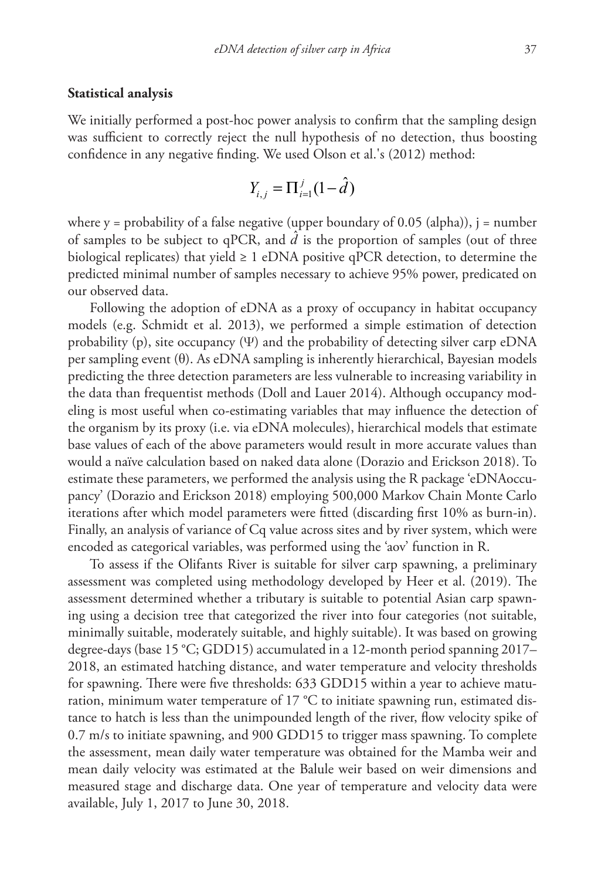### Statistical analysis

We initially performed a post-hoc power analysis to confirm that the sampling design was sufficient to correctly reject the null hypothesis of no detection, thus boosting confidence in any negative finding. We used Olson et al.'s (2012) method:

$$Y_{i,j} = \Pi_{i=1}^{j}(1-\hat{d})$$

where y = probability of a false negative (upper boundary of 0.05 (alpha)), j = number of samples to be subject to qPCR, and $\hat{d}$ is the proportion of samples (out of three biological replicates) that yield ≥ 1 eDNA positive qPCR detection, to determine the predicted minimal number of samples necessary to achieve 95% power, predicated on our observed data.

Following the adoption of eDNA as a proxy of occupancy in habitat occupancy models (e.g. Schmidt et al. 2013), we performed a simple estimation of detection probability (p), site occupancy (Ψ) and the probability of detecting silver carp eDNA per sampling event (θ). As eDNA sampling is inherently hierarchical, Bayesian models predicting the three detection parameters are less vulnerable to increasing variability in the data than frequentist methods (Doll and Lauer 2014). Although occupancy modeling is most useful when co-estimating variables that may influence the detection of the organism by its proxy (i.e. via eDNA molecules), hierarchical models that estimate base values of each of the above parameters would result in more accurate values than would a naïve calculation based on naked data alone (Dorazio and Erickson 2018). To estimate these parameters, we performed the analysis using the R package 'eDNAoccupancy' (Dorazio and Erickson 2018) employing 500,000 Markov Chain Monte Carlo iterations after which model parameters were fitted (discarding first 10% as burn-in). Finally, an analysis of variance of Cq value across sites and by river system, which were encoded as categorical variables, was performed using the 'aov' function in R.

To assess if the Olifants River is suitable for silver carp spawning, a preliminary assessment was completed using methodology developed by Heer et al. (2019). The assessment determined whether a tributary is suitable to potential Asian carp spawning using a decision tree that categorized the river into four categories (not suitable, minimally suitable, moderately suitable, and highly suitable). It was based on growing degree-days (base 15 °C; GDD15) accumulated in a 12-month period spanning 2017–2018, an estimated hatching distance, and water temperature and velocity thresholds for spawning. There were five thresholds: 633 GDD15 within a year to achieve maturation, minimum water temperature of 17 °C to initiate spawning run, estimated distance to hatch is less than the unimpounded length of the river, flow velocity spike of 0.7 m/s to initiate spawning, and 900 GDD15 to trigger mass spawning. To complete the assessment, mean daily water temperature was obtained for the Mamba weir and mean daily velocity was estimated at the Balule weir based on weir dimensions and measured stage and discharge data. One year of temperature and velocity data were available, July 1, 2017 to June 30, 2018.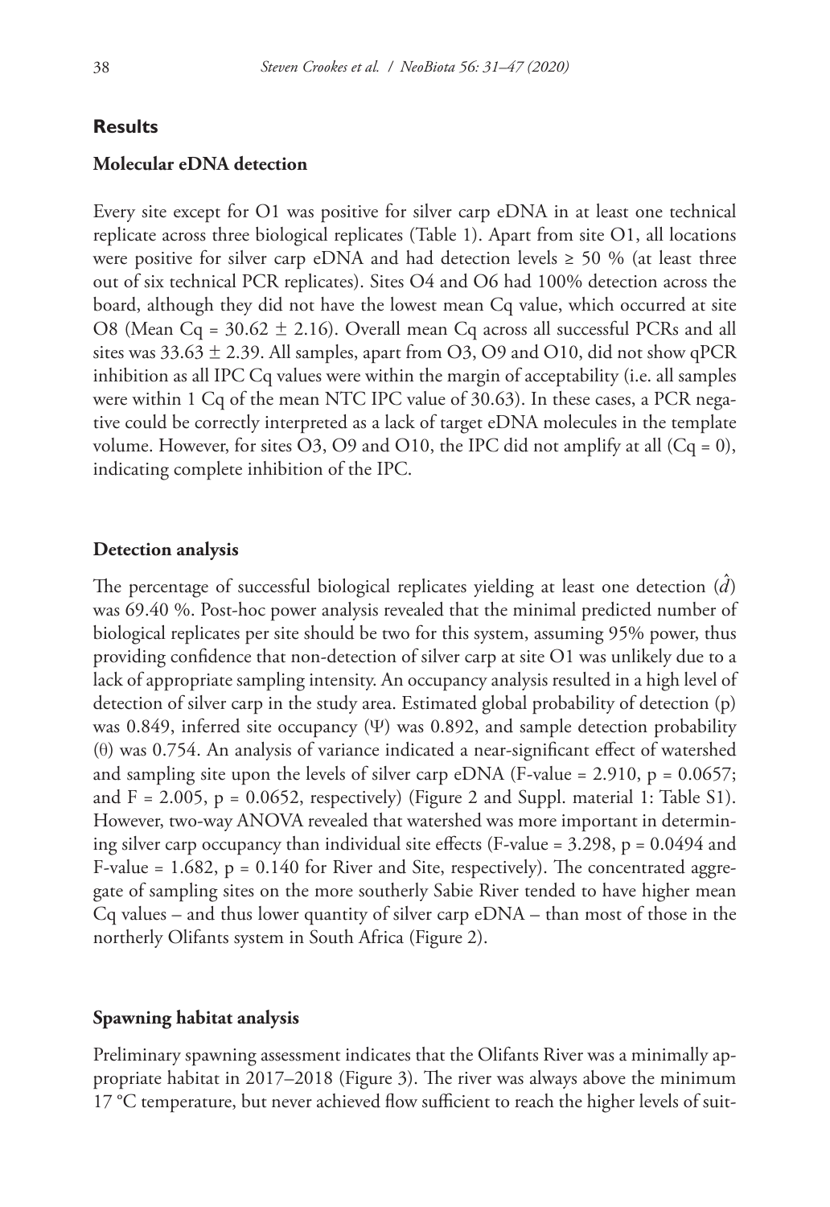## Results

### Molecular eDNA detection

Every site except for O1 was positive for silver carp eDNA in at least one technical replicate across three biological replicates (Table 1). Apart from site O1, all locations were positive for silver carp eDNA and had detection levels ≥ 50 % (at least three out of six technical PCR replicates). Sites O4 and O6 had 100% detection across the board, although they did not have the lowest mean Cq value, which occurred at site O8 (Mean Cq = 30.62 ± 2.16). Overall mean Cq across all successful PCRs and all sites was 33.63 ± 2.39. All samples, apart from O3, O9 and O10, did not show qPCR inhibition as all IPC Cq values were within the margin of acceptability (i.e. all samples were within 1 Cq of the mean NTC IPC value of 30.63). In these cases, a PCR negative could be correctly interpreted as a lack of target eDNA molecules in the template volume. However, for sites O3, O9 and O10, the IPC did not amplify at all (Cq = 0), indicating complete inhibition of the IPC.

### Detection analysis

The percentage of successful biological replicates yielding at least one detection ($\hat{d}$) was 69.40 %. Post-hoc power analysis revealed that the minimal predicted number of biological replicates per site should be two for this system, assuming 95% power, thus providing confidence that non-detection of silver carp at site O1 was unlikely due to a lack of appropriate sampling intensity. An occupancy analysis resulted in a high level of detection of silver carp in the study area. Estimated global probability of detection (p) was 0.849, inferred site occupancy ($\Psi$) was 0.892, and sample detection probability ($\theta$) was 0.754. An analysis of variance indicated a near-significant effect of watershed and sampling site upon the levels of silver carp eDNA (F-value = 2.910, $p = 0.0657$; and F = 2.005, $p = 0.0652$, respectively) (Figure 2 and Suppl. material 1: Table S1). However, two-way ANOVA revealed that watershed was more important in determining silver carp occupancy than individual site effects (F-value = 3.298, $p = 0.0494$ and F-value = 1.682, $p = 0.140$ for River and Site, respectively). The concentrated aggregate of sampling sites on the more southerly Sabie River tended to have higher mean Cq values – and thus lower quantity of silver carp eDNA – than most of those in the northerly Olifants system in South Africa (Figure 2).

### Spawning habitat analysis

Preliminary spawning assessment indicates that the Olifants River was a minimally appropriate habitat in 2017–2018 (Figure 3). The river was always above the minimum 17 °C temperature, but never achieved flow sufficient to reach the higher levels of suit-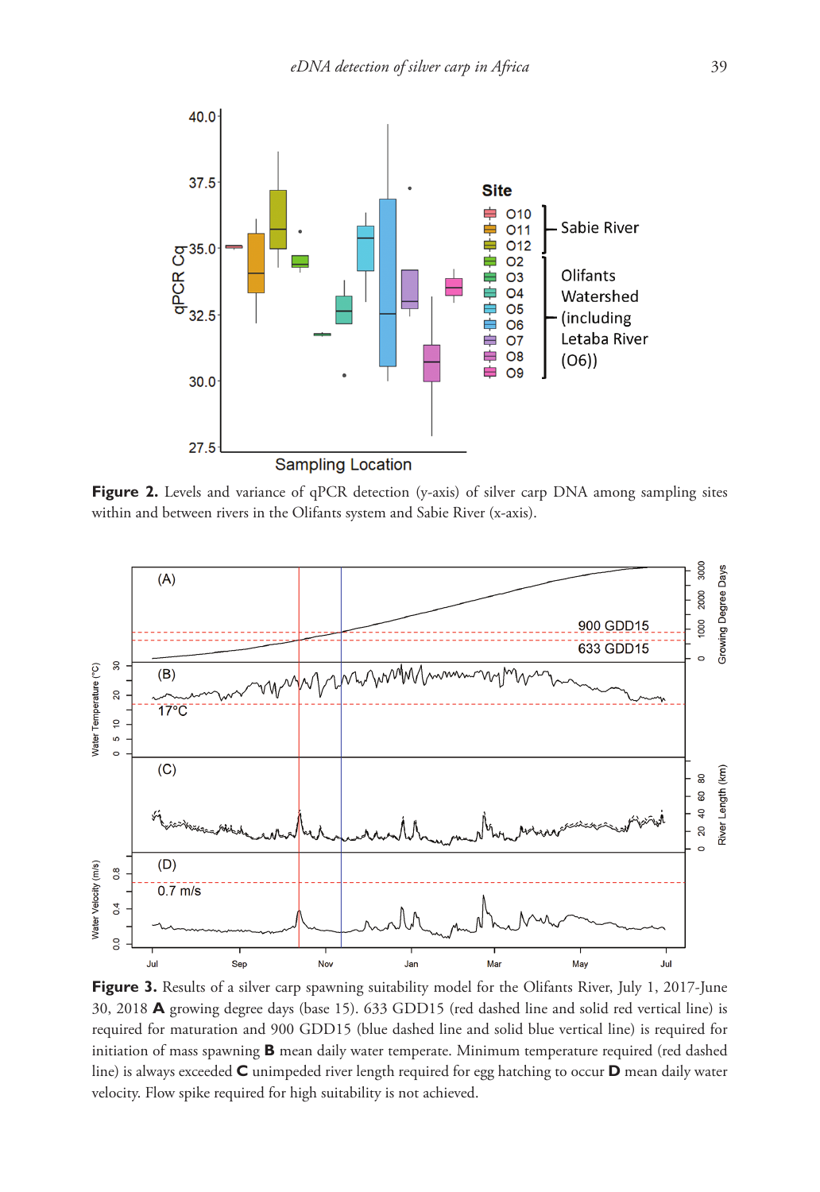**Figure 2.** Levels and variance of qPCR detection (y-axis) of silver carp DNA among sampling sites within and between rivers in the Olifants system and Sabie River (x-axis).

**Figure 3.** Results of a silver carp spawning suitability model for the Olifants River, July 1, 2017-June 30, 2018 **A** growing degree days (base 15). 633 GDD15 (red dashed line and solid red vertical line) is required for maturation and 900 GDD15 (blue dashed line and solid blue vertical line) is required for initiation of mass spawning **B** mean daily water temperate. Minimum temperature required (red dashed line) is always exceeded **C** unimpeded river length required for egg hatching to occur **D** mean daily water velocity. Flow spike required for high suitability is not achieved.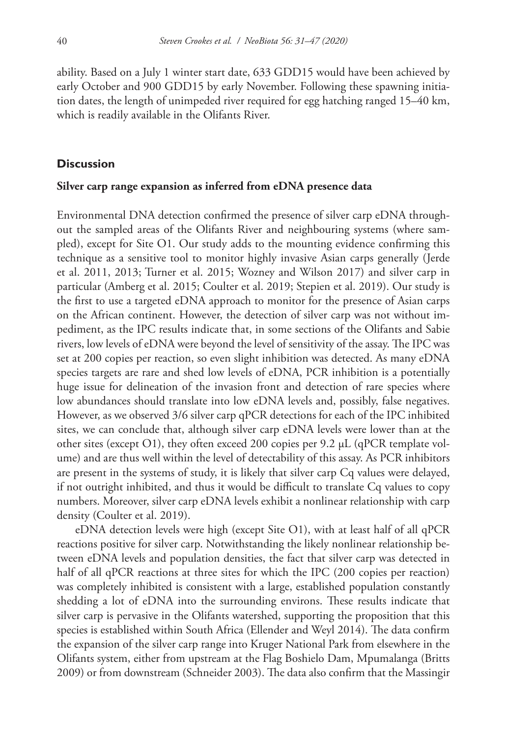ability. Based on a July 1 winter start date, 633 GDD15 would have been achieved by early October and 900 GDD15 by early November. Following these spawning initiation dates, the length of unimpeded river required for egg hatching ranged 15–40 km, which is readily available in the Olifants River.

## Discussion

### Silver carp range expansion as inferred from eDNA presence data

Environmental DNA detection confirmed the presence of silver carp eDNA throughout the sampled areas of the Olifants River and neighbouring systems (where sampled), except for Site O1. Our study adds to the mounting evidence confirming this technique as a sensitive tool to monitor highly invasive Asian carps generally (Jerde et al. 2011, 2013; Turner et al. 2015; Wozney and Wilson 2017) and silver carp in particular (Amberg et al. 2015; Coulter et al. 2019; Stepien et al. 2019). Our study is the first to use a targeted eDNA approach to monitor for the presence of Asian carps on the African continent. However, the detection of silver carp was not without impediment, as the IPC results indicate that, in some sections of the Olifants and Sabie rivers, low levels of eDNA were beyond the level of sensitivity of the assay. The IPC was set at 200 copies per reaction, so even slight inhibition was detected. As many eDNA species targets are rare and shed low levels of eDNA, PCR inhibition is a potentially huge issue for delineation of the invasion front and detection of rare species where low abundances should translate into low eDNA levels and, possibly, false negatives. However, as we observed 3/6 silver carp qPCR detections for each of the IPC inhibited sites, we can conclude that, although silver carp eDNA levels were lower than at the other sites (except O1), they often exceed 200 copies per 9.2 μL (qPCR template volume) and are thus well within the level of detectability of this assay. As PCR inhibitors are present in the systems of study, it is likely that silver carp Cq values were delayed, if not outright inhibited, and thus it would be difficult to translate Cq values to copy numbers. Moreover, silver carp eDNA levels exhibit a nonlinear relationship with carp density (Coulter et al. 2019).

eDNA detection levels were high (except Site O1), with at least half of all qPCR reactions positive for silver carp. Notwithstanding the likely nonlinear relationship between eDNA levels and population densities, the fact that silver carp was detected in half of all qPCR reactions at three sites for which the IPC (200 copies per reaction) was completely inhibited is consistent with a large, established population constantly shedding a lot of eDNA into the surrounding environs. These results indicate that silver carp is pervasive in the Olifants watershed, supporting the proposition that this species is established within South Africa (Ellender and Weyl 2014). The data confirm the expansion of the silver carp range into Kruger National Park from elsewhere in the Olifants system, either from upstream at the Flag Boshielo Dam, Mpumalanga (Britts 2009) or from downstream (Schneider 2003). The data also confirm that the Massingir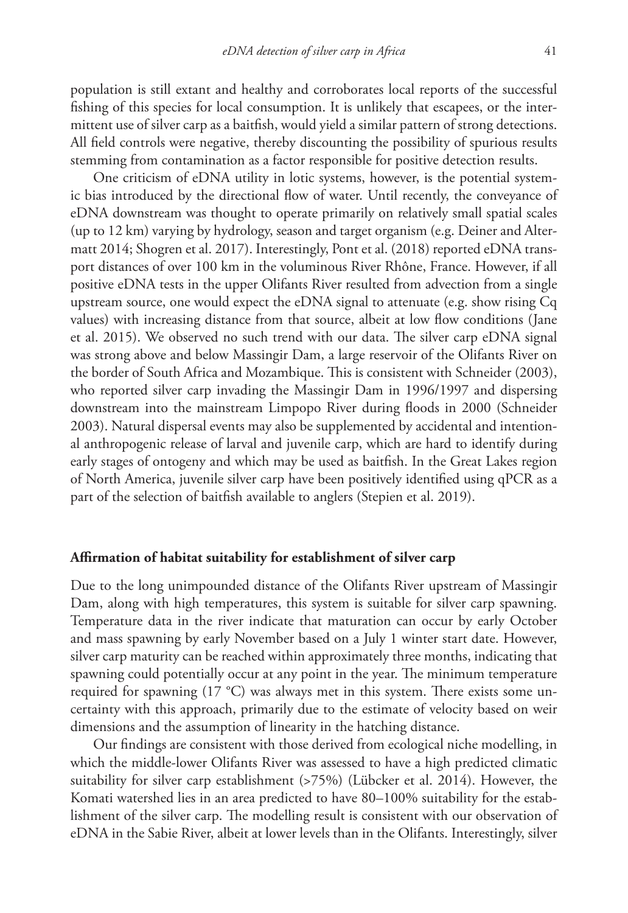population is still extant and healthy and corroborates local reports of the successful fishing of this species for local consumption. It is unlikely that escapees, or the intermittent use of silver carp as a baitfish, would yield a similar pattern of strong detections. All field controls were negative, thereby discounting the possibility of spurious results stemming from contamination as a factor responsible for positive detection results.

One criticism of eDNA utility in lotic systems, however, is the potential systemic bias introduced by the directional flow of water. Until recently, the conveyance of eDNA downstream was thought to operate primarily on relatively small spatial scales (up to 12 km) varying by hydrology, season and target organism (e.g. Deiner and Altermatt 2014; Shogren et al. 2017). Interestingly, Pont et al. (2018) reported eDNA transport distances of over 100 km in the voluminous River Rhône, France. However, if all positive eDNA tests in the upper Olifants River resulted from advection from a single upstream source, one would expect the eDNA signal to attenuate (e.g. show rising Cq values) with increasing distance from that source, albeit at low flow conditions (Jane et al. 2015). We observed no such trend with our data. The silver carp eDNA signal was strong above and below Massingir Dam, a large reservoir of the Olifants River on the border of South Africa and Mozambique. This is consistent with Schneider (2003), who reported silver carp invading the Massingir Dam in 1996/1997 and dispersing downstream into the mainstream Limpopo River during floods in 2000 (Schneider 2003). Natural dispersal events may also be supplemented by accidental and intentional anthropogenic release of larval and juvenile carp, which are hard to identify during early stages of ontogeny and which may be used as baitfish. In the Great Lakes region of North America, juvenile silver carp have been positively identified using qPCR as a part of the selection of baitfish available to anglers (Stepien et al. 2019).

### Affirmation of habitat suitability for establishment of silver carp

Due to the long unimpounded distance of the Olifants River upstream of Massingir Dam, along with high temperatures, this system is suitable for silver carp spawning. Temperature data in the river indicate that maturation can occur by early October and mass spawning by early November based on a July 1 winter start date. However, silver carp maturity can be reached within approximately three months, indicating that spawning could potentially occur at any point in the year. The minimum temperature required for spawning (17 °C) was always met in this system. There exists some uncertainty with this approach, primarily due to the estimate of velocity based on weir dimensions and the assumption of linearity in the hatching distance.

Our findings are consistent with those derived from ecological niche modelling, in which the middle-lower Olifants River was assessed to have a high predicted climatic suitability for silver carp establishment (>75%) (Lübcker et al. 2014). However, the Komati watershed lies in an area predicted to have 80–100% suitability for the establishment of the silver carp. The modelling result is consistent with our observation of eDNA in the Sabie River, albeit at lower levels than in the Olifants. Interestingly, silver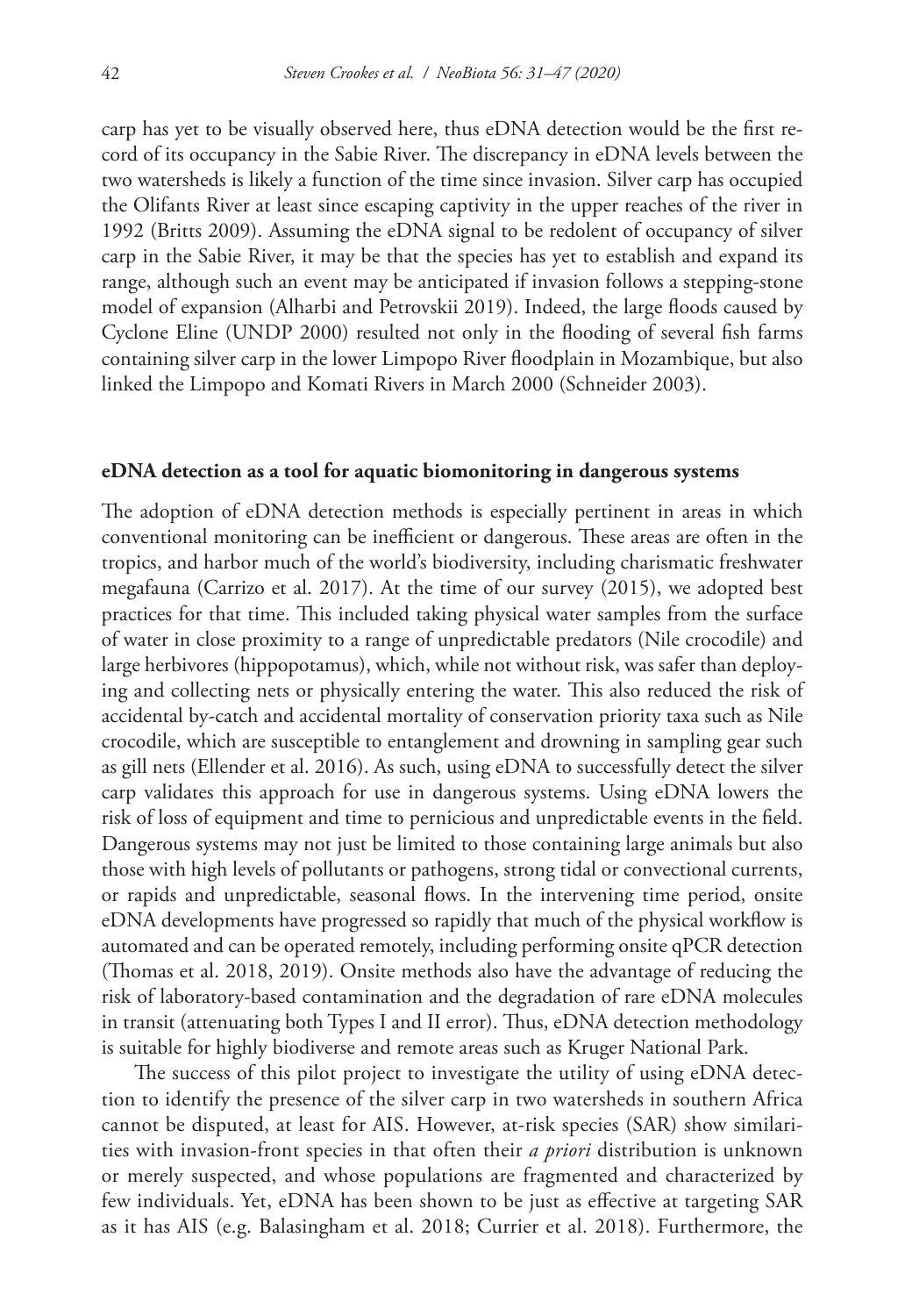carp has yet to be visually observed here, thus eDNA detection would be the first record of its occupancy in the Sabie River. The discrepancy in eDNA levels between the two watersheds is likely a function of the time since invasion. Silver carp has occupied the Olifants River at least since escaping captivity in the upper reaches of the river in 1992 (Britts 2009). Assuming the eDNA signal to be redolent of occupancy of silver carp in the Sabie River, it may be that the species has yet to establish and expand its range, although such an event may be anticipated if invasion follows a stepping-stone model of expansion (Alharbi and Petrovskii 2019). Indeed, the large floods caused by Cyclone Eline (UNDP 2000) resulted not only in the flooding of several fish farms containing silver carp in the lower Limpopo River floodplain in Mozambique, but also linked the Limpopo and Komati Rivers in March 2000 (Schneider 2003).

#### eDNA detection as a tool for aquatic biomonitoring in dangerous systems

The adoption of eDNA detection methods is especially pertinent in areas in which conventional monitoring can be inefficient or dangerous. These areas are often in the tropics, and harbor much of the world's biodiversity, including charismatic freshwater megafauna (Carrizo et al. 2017). At the time of our survey (2015), we adopted best practices for that time. This included taking physical water samples from the surface of water in close proximity to a range of unpredictable predators (Nile crocodile) and large herbivores (hippopotamus), which, while not without risk, was safer than deploying and collecting nets or physically entering the water. This also reduced the risk of accidental by-catch and accidental mortality of conservation priority taxa such as Nile crocodile, which are susceptible to entanglement and drowning in sampling gear such as gill nets (Ellender et al. 2016). As such, using eDNA to successfully detect the silver carp validates this approach for use in dangerous systems. Using eDNA lowers the risk of loss of equipment and time to pernicious and unpredictable events in the field. Dangerous systems may not just be limited to those containing large animals but also those with high levels of pollutants or pathogens, strong tidal or convectional currents, or rapids and unpredictable, seasonal flows. In the intervening time period, onsite eDNA developments have progressed so rapidly that much of the physical workflow is automated and can be operated remotely, including performing onsite qPCR detection (Thomas et al. 2018, 2019). Onsite methods also have the advantage of reducing the risk of laboratory-based contamination and the degradation of rare eDNA molecules in transit (attenuating both Types I and II error). Thus, eDNA detection methodology is suitable for highly biodiverse and remote areas such as Kruger National Park.

The success of this pilot project to investigate the utility of using eDNA detection to identify the presence of the silver carp in two watersheds in southern Africa cannot be disputed, at least for AIS. However, at-risk species (SAR) show similarities with invasion-front species in that often their *a priori* distribution is unknown or merely suspected, and whose populations are fragmented and characterized by few individuals. Yet, eDNA has been shown to be just as effective at targeting SAR as it has AIS (e.g. Balasingham et al. 2018; Currier et al. 2018). Furthermore, the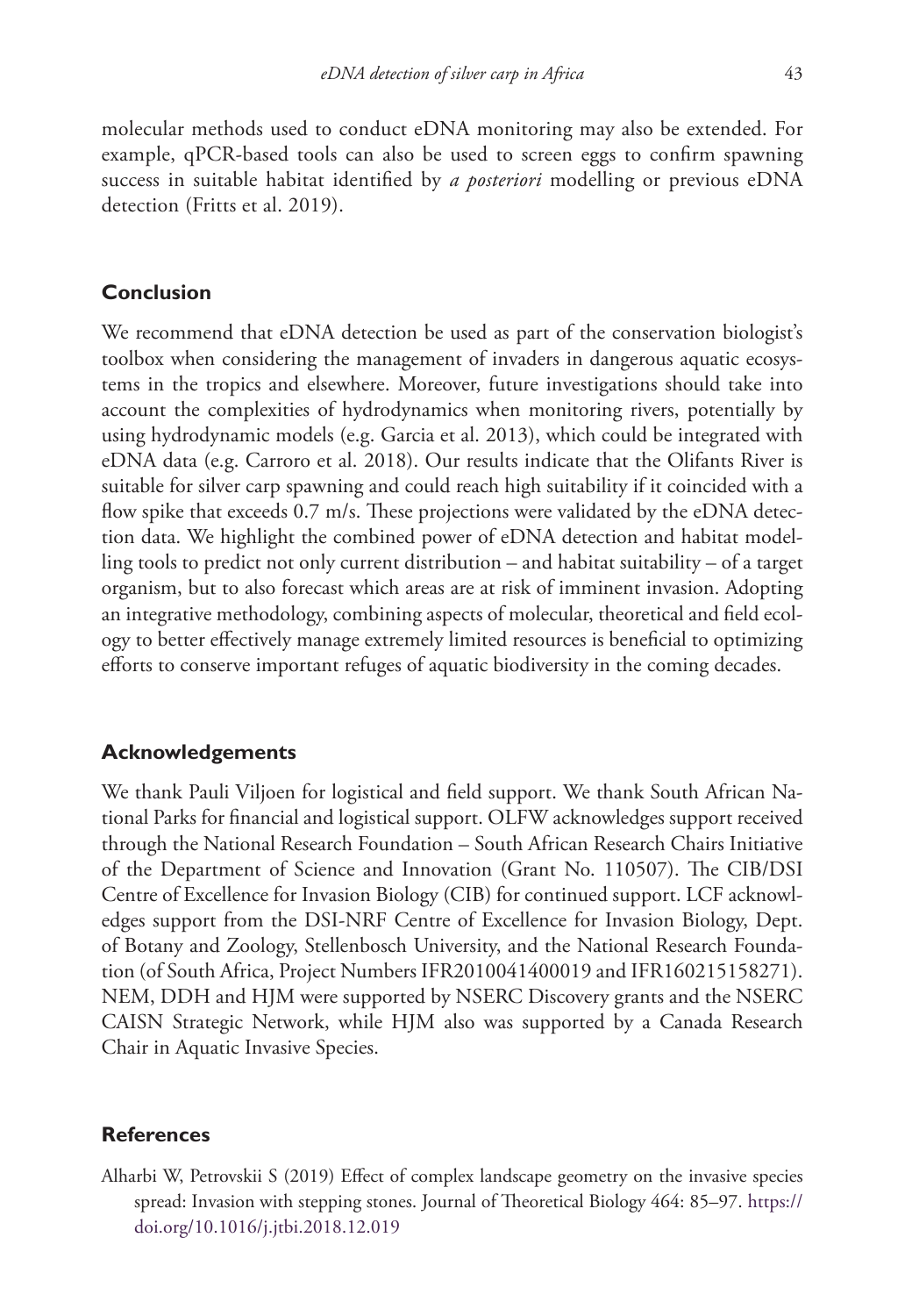molecular methods used to conduct eDNA monitoring may also be extended. For example, qPCR-based tools can also be used to screen eggs to confirm spawning success in suitable habitat identified by *a posteriori* modelling or previous eDNA detection (Fritts et al. 2019).

## Conclusion

We recommend that eDNA detection be used as part of the conservation biologist's toolbox when considering the management of invaders in dangerous aquatic ecosystems in the tropics and elsewhere. Moreover, future investigations should take into account the complexities of hydrodynamics when monitoring rivers, potentially by using hydrodynamic models (e.g. Garcia et al. 2013), which could be integrated with eDNA data (e.g. Carraro et al. 2018). Our results indicate that the Olifants River is suitable for silver carp spawning and could reach high suitability if it coincided with a flow spike that exceeds 0.7 m/s. These projections were validated by the eDNA detection data. We highlight the combined power of eDNA detection and habitat modelling tools to predict not only current distribution – and habitat suitability – of a target organism, but to also forecast which areas are at risk of imminent invasion. Adopting an integrative methodology, combining aspects of molecular, theoretical and field ecology to better effectively manage extremely limited resources is beneficial to optimizing efforts to conserve important refuges of aquatic biodiversity in the coming decades.

## Acknowledgements

We thank Pauli Viljoen for logistical and field support. We thank South African National Parks for financial and logistical support. OLFW acknowledges support received through the National Research Foundation – South African Research Chairs Initiative of the Department of Science and Innovation (Grant No. 110507). The CIB/DSI Centre of Excellence for Invasion Biology (CIB) for continued support. LCF acknowledges support from the DSI-NRF Centre of Excellence for Invasion Biology, Dept. of Botany and Zoology, Stellenbosch University, and the National Research Foundation (of South Africa, Project Numbers IFR2010041400019 and IFR160215158271). NEM, DDH and HJM were supported by NSERC Discovery grants and the NSERC CAISN Strategic Network, while HJM also was supported by a Canada Research Chair in Aquatic Invasive Species.

## References

Alharbi W, Petrovskii S (2019) Effect of complex landscape geometry on the invasive species spread: Invasion with stepping stones. Journal of Theoretical Biology 464: 85–97. https://doi.org/10.1016/j.jtbi.2018.12.019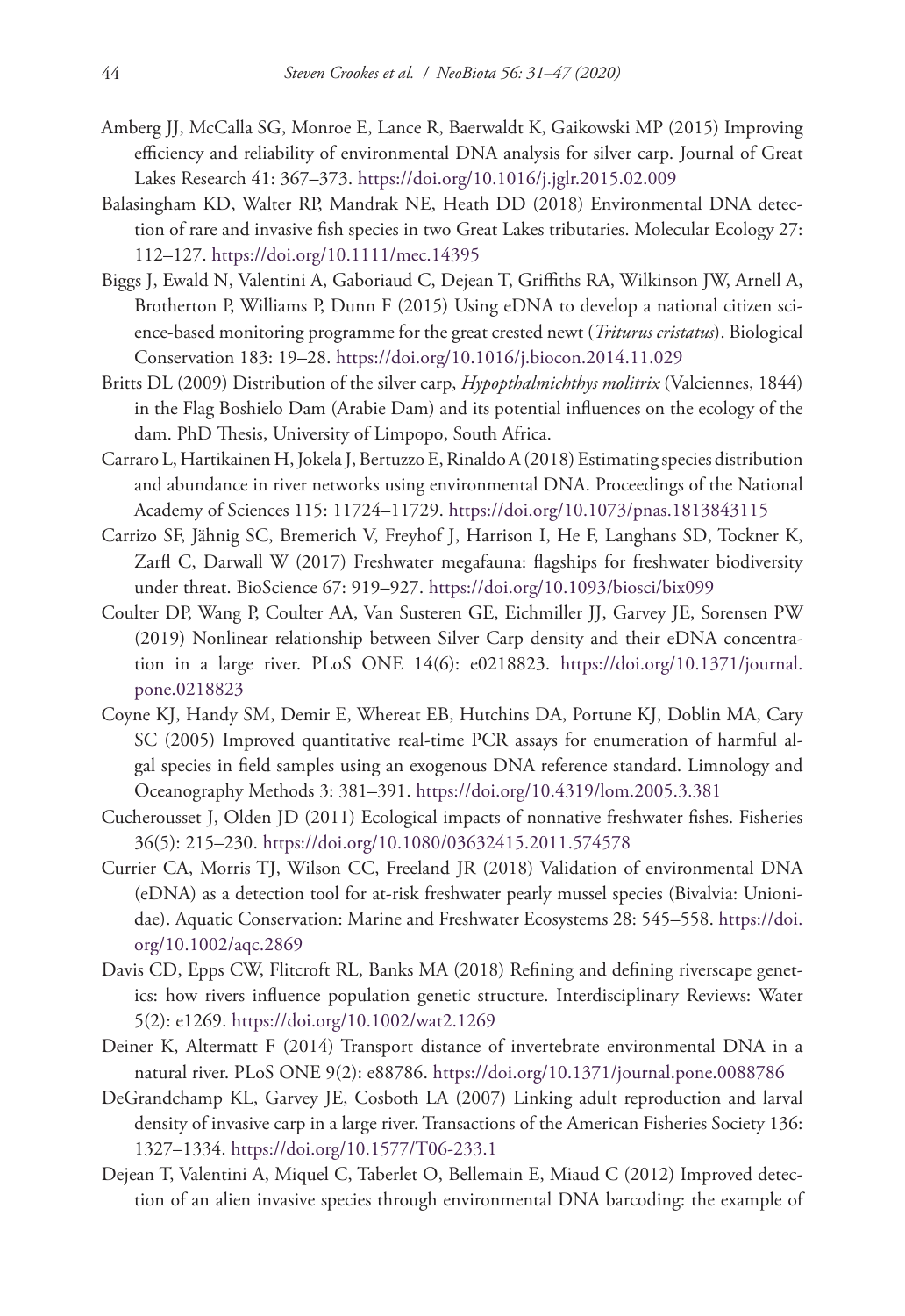Amberg JJ, McCalla SG, Monroe E, Lance R, Baerwaldt K, Gaikowski MP (2015) Improving efficiency and reliability of environmental DNA analysis for silver carp. Journal of Great Lakes Research 41: 367–373. https://doi.org/10.1016/j.jglr.2015.02.009

Balasingham KD, Walter RP, Mandrak NE, Heath DD (2018) Environmental DNA detection of rare and invasive fish species in two Great Lakes tributaries. Molecular Ecology 27: 112–127. https://doi.org/10.1111/mec.14395

Biggs J, Ewald N, Valentini A, Gaboriaud C, Dejean T, Griffiths RA, Wilkinson JW, Arnell A, Brotherton P, Williams P, Dunn F (2015) Using eDNA to develop a national citizen science-based monitoring programme for the great crested newt (*Triturus cristatus*). Biological Conservation 183: 19–28. https://doi.org/10.1016/j.biocon.2014.11.029

Britts DL (2009) Distribution of the silver carp, *Hypopthalmichthys molitrix* (Valciennes, 1844) in the Flag Boshielo Dam (Arabie Dam) and its potential influences on the ecology of the dam. PhD Thesis, University of Limpopo, South Africa.

Carraro L, Hartikainen H, Jokela J, Bertuzzo E, Rinaldo A (2018) Estimating species distribution and abundance in river networks using environmental DNA. Proceedings of the National Academy of Sciences 115: 11724–11729. https://doi.org/10.1073/pnas.1813843115

Carrizo SF, Jähnig SC, Bremerich V, Freyhof J, Harrison I, He F, Langhans SD, Tockner K, Zarfl C, Darwall W (2017) Freshwater megafauna: flagships for freshwater biodiversity under threat. BioScience 67: 919–927. https://doi.org/10.1093/biosci/bix099

Coulter DP, Wang P, Coulter AA, Van Susteren GE, Eichmiller JJ, Garvey JE, Sorensen PW (2019) Nonlinear relationship between Silver Carp density and their eDNA concentration in a large river. PLoS ONE 14(6): e0218823. https://doi.org/10.1371/journal.pone.0218823

Coyne KJ, Handy SM, Demir E, Whereat EB, Hutchins DA, Portune KJ, Doblin MA, Cary SC (2005) Improved quantitative real-time PCR assays for enumeration of harmful algal species in field samples using an exogenous DNA reference standard. Limnology and Oceanography Methods 3: 381–391. https://doi.org/10.4319/lom.2005.3.381

Cucherousset J, Olden JD (2011) Ecological impacts of nonnative freshwater fishes. Fisheries 36(5): 215–230. https://doi.org/10.1080/03632415.2011.574578

Currier CA, Morris TJ, Wilson CC, Freeland JR (2018) Validation of environmental DNA (eDNA) as a detection tool for at-risk freshwater pearly mussel species (Bivalvia: Unionidae). Aquatic Conservation: Marine and Freshwater Ecosystems 28: 545–558. https://doi.org/10.1002/aqc.2869

Davis CD, Epps CW, Flitcroft RL, Banks MA (2018) Refining and defining riverscape genetics: how rivers influence population genetic structure. Interdisciplinary Reviews: Water 5(2): e1269. https://doi.org/10.1002/wat2.1269

Deiner K, Altermatt F (2014) Transport distance of invertebrate environmental DNA in a natural river. PLoS ONE 9(2): e88786. https://doi.org/10.1371/journal.pone.0088786

DeGrandchamp KL, Garvey JE, Cosboth LA (2007) Linking adult reproduction and larval density of invasive carp in a large river. Transactions of the American Fisheries Society 136: 1327–1334. https://doi.org/10.1577/T06-233.1

Dejean T, Valentini A, Miquel C, Taberlet O, Bellemain E, Miaud C (2012) Improved detection of an alien invasive species through environmental DNA barcoding: the example of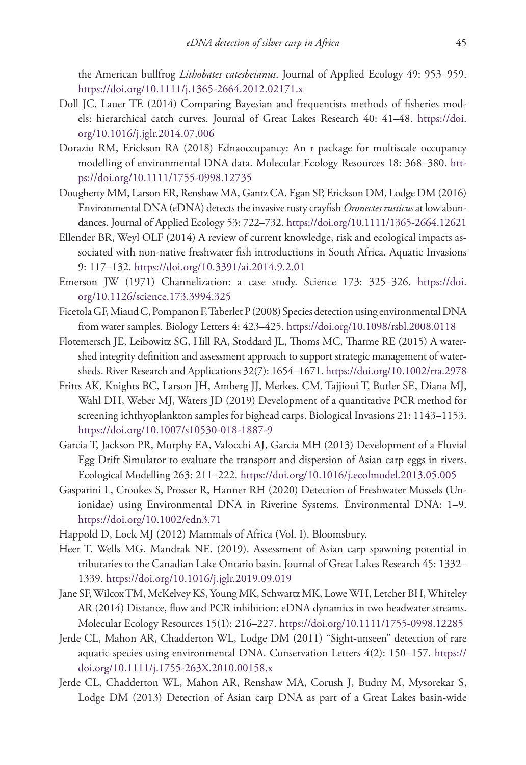the American bullfrog *Lithobates catesbeianus*. Journal of Applied Ecology 49: 953–959. https://doi.org/10.1111/j.1365-2664.2012.02171.x

Doll JC, Lauer TE (2014) Comparing Bayesian and frequentists methods of fisheries models: hierarchical catch curves. Journal of Great Lakes Research 40: 41–48. https://doi.org/10.1016/j.jglr.2014.07.006

Dorazio RM, Erickson RA (2018) Ednaoccupancy: An r package for multiscale occupancy modelling of environmental DNA data. Molecular Ecology Resources 18: 368–380. https://doi.org/10.1111/1755-0998.12735

Dougherty MM, Larson ER, Renshaw MA, Gantz CA, Egan SP, Erickson DM, Lodge DM (2016) Environmental DNA (eDNA) detects the invasive rusty crayfish *Oronectes rusticus* at low abundances. Journal of Applied Ecology 53: 722–732. https://doi.org/10.1111/1365-2664.12621

Ellender BR, Weyl OLF (2014) A review of current knowledge, risk and ecological impacts associated with non-native freshwater fish introductions in South Africa. Aquatic Invasions 9: 117–132. https://doi.org/10.3391/ai.2014.9.2.01

Emerson JW (1971) Channelization: a case study. Science 173: 325–326. https://doi.org/10.1126/science.173.3994.325

Ficetola GF, Miaud C, Pompanon F, Taberlet P (2008) Species detection using environmental DNA from water samples. Biology Letters 4: 423–425. https://doi.org/10.1098/rsbl.2008.0118

Flotemersch JE, Leibowitz SG, Hill RA, Stoddard JL, Thoms MC, Tharme RE (2015) A watershed integrity definition and assessment approach to support strategic management of watersheds. River Research and Applications 32(7): 1654–1671. https://doi.org/10.1002/rra.2978

Fritts AK, Knights BC, Larson JH, Amberg JJ, Merkes, CM, Tajjioui T, Butler SE, Diana MJ, Wahl DH, Weber MJ, Waters JD (2019) Development of a quantitative PCR method for screening ichthyoplankton samples for bighead carps. Biological Invasions 21: 1143–1153. https://doi.org/10.1007/s10530-018-1887-9

Garcia T, Jackson PR, Murphy EA, Valocchi AJ, Garcia MH (2013) Development of a Fluvial Egg Drift Simulator to evaluate the transport and dispersion of Asian carp eggs in rivers. Ecological Modelling 263: 211–222. https://doi.org/10.1016/j.ecolmodel.2013.05.005

Gasparini L, Crookes S, Prosser R, Hanner RH (2020) Detection of Freshwater Mussels (Unionidae) using Environmental DNA in Riverine Systems. Environmental DNA: 1–9. https://doi.org/10.1002/edn3.71

Happold D, Lock MJ (2012) Mammals of Africa (Vol. I). Bloomsbury.

Heer T, Wells MG, Mandrak NE. (2019). Assessment of Asian carp spawning potential in tributaries to the Canadian Lake Ontario basin. Journal of Great Lakes Research 45: 1332–1339. https://doi.org/10.1016/j.jglr.2019.09.019

Jane SF, Wilcox TM, McKelvey KS, Young MK, Schwartz MK, Lowe WH, Letcher BH, Whiteley AR (2014) Distance, flow and PCR inhibition: eDNA dynamics in two headwater streams. Molecular Ecology Resources 15(1): 216–227. https://doi.org/10.1111/1755-0998.12285

Jerde CL, Mahon AR, Chadderton WL, Lodge DM (2011) "Sight-unseen" detection of rare aquatic species using environmental DNA. Conservation Letters 4(2): 150–157. https://doi.org/10.1111/j.1755-263X.2010.00158.x

Jerde CL, Chadderton WL, Mahon AR, Renshaw MA, Corush J, Budny M, Mysorekar S, Lodge DM (2013) Detection of Asian carp DNA as part of a Great Lakes basin-wide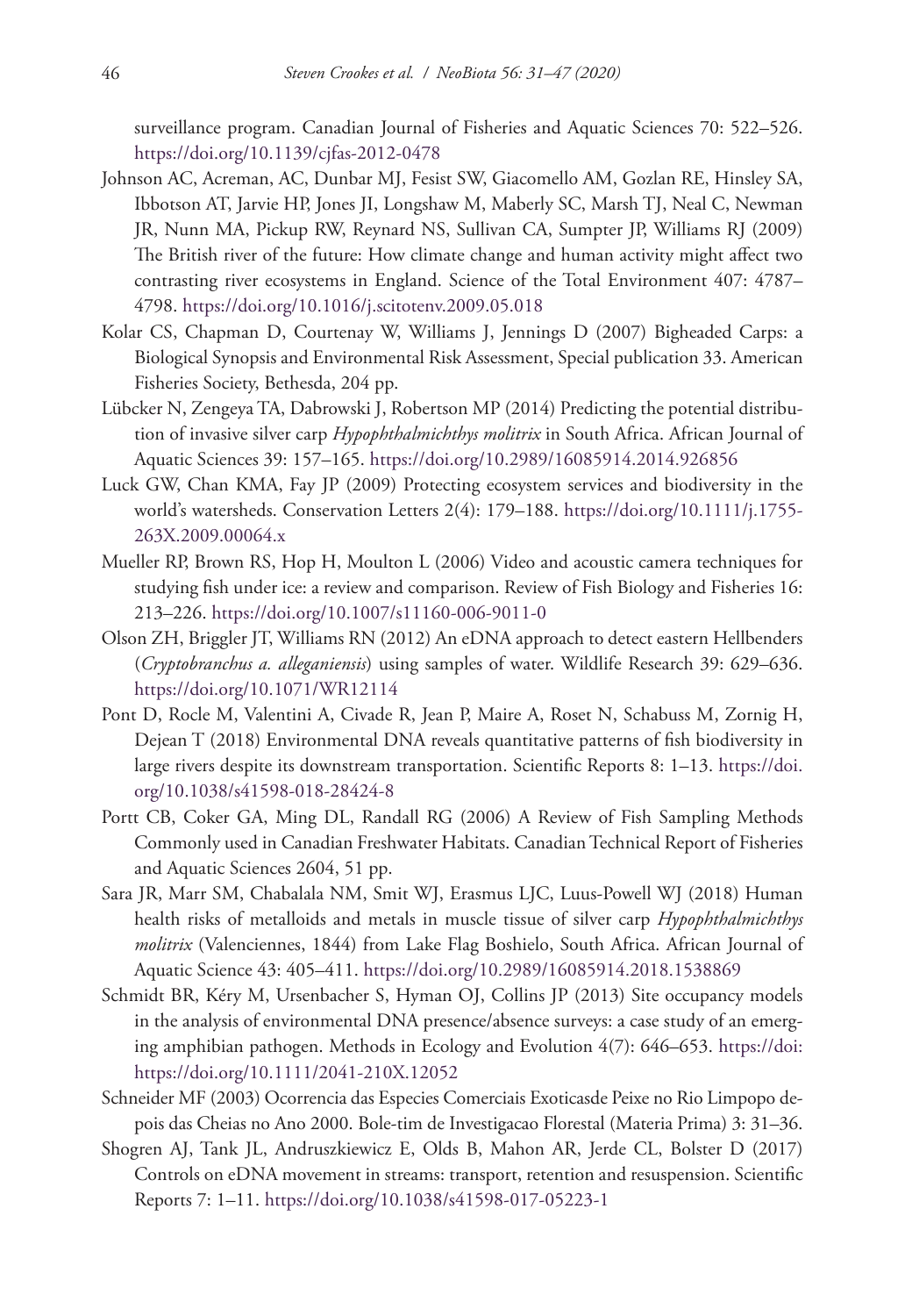surveillance program. Canadian Journal of Fisheries and Aquatic Sciences 70: 522–526. https://doi.org/10.1139/cjfas-2012-0478

Johnson AC, Acreman, AC, Dunbar MJ, Fesist SW, Giacomello AM, Gozlan RE, Hinsley SA, Ibbotson AT, Jarvie HP, Jones JI, Longshaw M, Maberly SC, Marsh TJ, Neal C, Newman JR, Nunn MA, Pickup RW, Reynard NS, Sullivan CA, Sumpter JP, Williams RJ (2009) The British river of the future: How climate change and human activity might affect two contrasting river ecosystems in England. Science of the Total Environment 407: 4787–4798. https://doi.org/10.1016/j.scitotenv.2009.05.018

Kolar CS, Chapman D, Courtenay W, Williams J, Jennings D (2007) Bigheaded Carps: a Biological Synopsis and Environmental Risk Assessment, Special publication 33. American Fisheries Society, Bethesda, 204 pp.

Lübcker N, Zengeya TA, Dabrowski J, Robertson MP (2014) Predicting the potential distribution of invasive silver carp *Hypophthalmichthys molitrix* in South Africa. African Journal of Aquatic Sciences 39: 157–165. https://doi.org/10.2989/16085914.2014.926856

Luck GW, Chan KMA, Fay JP (2009) Protecting ecosystem services and biodiversity in the world's watersheds. Conservation Letters 2(4): 179–188. https://doi.org/10.1111/j.1755-263X.2009.00064.x

Mueller RP, Brown RS, Hop H, Moulton L (2006) Video and acoustic camera techniques for studying fish under ice: a review and comparison. Review of Fish Biology and Fisheries 16: 213–226. https://doi.org/10.1007/s11160-006-9011-0

Olson ZH, Briggler JT, Williams RN (2012) An eDNA approach to detect eastern Hellbenders (*Cryptobranchus a. alleganiensis*) using samples of water. Wildlife Research 39: 629–636. https://doi.org/10.1071/WR12114

Pont D, Rocle M, Valentini A, Civade R, Jean P, Maire A, Roset N, Schabuss M, Zornig H, Dejean T (2018) Environmental DNA reveals quantitative patterns of fish biodiversity in large rivers despite its downstream transportation. Scientific Reports 8: 1–13. https://doi.org/10.1038/s41598-018-28424-8

Portt CB, Coker GA, Ming DL, Randall RG (2006) A Review of Fish Sampling Methods Commonly used in Canadian Freshwater Habitats. Canadian Technical Report of Fisheries and Aquatic Sciences 2604, 51 pp.

Sara JR, Marr SM, Chabalala NM, Smit WJ, Erasmus LJC, Luus-Powell WJ (2018) Human health risks of metalloids and metals in muscle tissue of silver carp *Hypophthalmichthys molitrix* (Valenciennes, 1844) from Lake Flag Boshielo, South Africa. African Journal of Aquatic Science 43: 405–411. https://doi.org/10.2989/16085914.2018.1538869

Schmidt BR, Kéry M, Ursenbacher S, Hyman OJ, Collins JP (2013) Site occupancy models in the analysis of environmental DNA presence/absence surveys: a case study of an emerging amphibian pathogen. Methods in Ecology and Evolution 4(7): 646–653. https://doi: https://doi.org/10.1111/2041-210X.12052

Schneider MF (2003) Ocorrencia das Especies Comerciais Exoticasde Peixe no Rio Limpopo depois das Cheias no Ano 2000. Bole-tim de Investigacao Florestal (Materia Prima) 3: 31–36.

Shogren AJ, Tank JL, Andruszkiewicz E, Olds B, Mahon AR, Jerde CL, Bolster D (2017) Controls on eDNA movement in streams: transport, retention and resuspension. Scientific Reports 7: 1–11. https://doi.org/10.1038/s41598-017-05223-1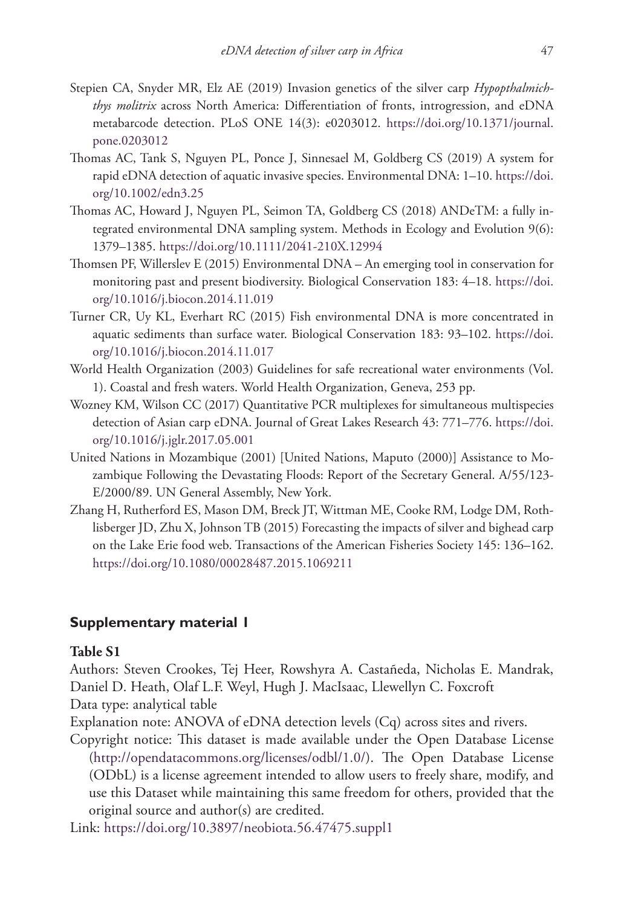Stepien CA, Snyder MR, Elz AE (2019) Invasion genetics of the silver carp *Hypopthalmichthys molitrix* across North America: Differentiation of fronts, introgression, and eDNA metabarcode detection. PLoS ONE 14(3): e0203012. https://doi.org/10.1371/journal.pone.0203012

Thomas AC, Tank S, Nguyen PL, Ponce J, Sinnesael M, Goldberg CS (2019) A system for rapid eDNA detection of aquatic invasive species. Environmental DNA: 1–10. https://doi.org/10.1002/edn3.25

Thomas AC, Howard J, Nguyen PL, Seimon TA, Goldberg CS (2018) ANDeTM: a fully integrated environmental DNA sampling system. Methods in Ecology and Evolution 9(6): 1379–1385. https://doi.org/10.1111/2041-210X.12994

Thomsen PF, Willerslev E (2015) Environmental DNA – An emerging tool in conservation for monitoring past and present biodiversity. Biological Conservation 183: 4–18. https://doi.org/10.1016/j.biocon.2014.11.019

Turner CR, Uy KL, Everhart RC (2015) Fish environmental DNA is more concentrated in aquatic sediments than surface water. Biological Conservation 183: 93–102. https://doi.org/10.1016/j.biocon.2014.11.017

World Health Organization (2003) Guidelines for safe recreational water environments (Vol. 1). Coastal and fresh waters. World Health Organization, Geneva, 253 pp.

Wozney KM, Wilson CC (2017) Quantitative PCR multiplexes for simultaneous multispecies detection of Asian carp eDNA. Journal of Great Lakes Research 43: 771–776. https://doi.org/10.1016/j.jglr.2017.05.001

United Nations in Mozambique (2001) [United Nations, Maputo (2000)] Assistance to Mozambique Following the Devastating Floods: Report of the Secretary General. A/55/123-E/2000/89. UN General Assembly, New York.

Zhang H, Rutherford ES, Mason DM, Breck JT, Wittman ME, Cooke RM, Lodge DM, Rothlisberger JD, Zhu X, Johnson TB (2015) Forecasting the impacts of silver and bighead carp on the Lake Erie food web. Transactions of the American Fisheries Society 145: 136–162. https://doi.org/10.1080/00028487.2015.1069211

## Supplementary material 1

### Table S1

Authors: Steven Crookes, Tej Heer, Rowshyra A. Castañeda, Nicholas E. Mandrak, Daniel D. Heath, Olaf L.F. Weyl, Hugh J. MacIsaac, Llewellyn C. Foxcroft

Data type: analytical table

Explanation note: ANOVA of eDNA detection levels (Cq) across sites and rivers.

Copyright notice: This dataset is made available under the Open Database License (http://opendatacommons.org/licenses/odbl/1.0/). The Open Database License (ODbL) is a license agreement intended to allow users to freely share, modify, and use this Dataset while maintaining this same freedom for others, provided that the original source and author(s) are credited.

Link: https://doi.org/10.3897/neobiota.56.47475.suppl1